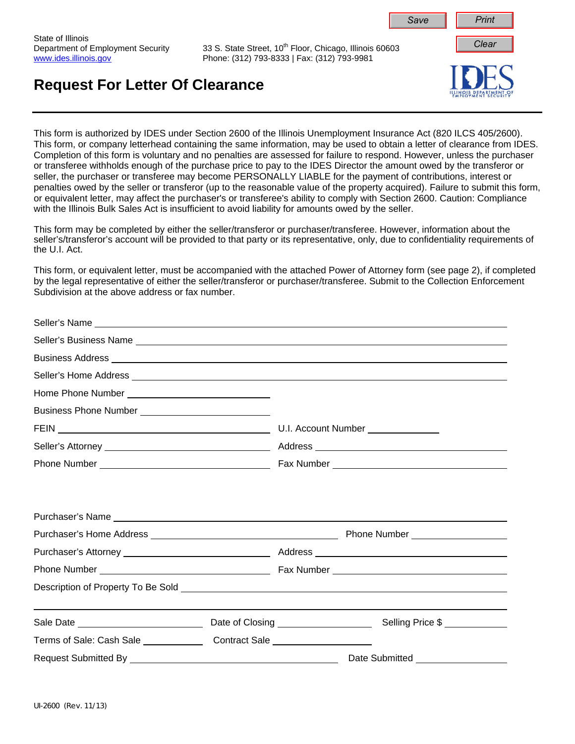State of Illinois
Department of Employment Security
www.ides.illinois.gov

33 S. State Street, 10th Floor, Chicago, Illinois 60603
Phone: (312) 793-8333 | Fax: (312) 793-9981

# Request For Letter Of Clearance

This form is authorized by IDES under Section 2600 of the Illinois Unemployment Insurance Act (820 ILCS 405/2600). This form, or company letterhead containing the same information, may be used to obtain a letter of clearance from IDES. Completion of this form is voluntary and no penalties are assessed for failure to respond. However, unless the purchaser or transferee withholds enough of the purchase price to pay to the IDES Director the amount owed by the transferor or seller, the purchaser or transferee may become PERSONALLY LIABLE for the payment of contributions, interest or penalties owed by the seller or transferor (up to the reasonable value of the property acquired). Failure to submit this form, or equivalent letter, may affect the purchaser's or transferee's ability to comply with Section 2600. Caution: Compliance with the Illinois Bulk Sales Act is insufficient to avoid liability for amounts owed by the seller.

This form may be completed by either the seller/transferor or purchaser/transferee. However, information about the seller's/transferor's account will be provided to that party or its representative, only, due to confidentiality requirements of the U.I. Act.

This form, or equivalent letter, must be accompanied with the attached Power of Attorney form (see page 2), if completed by the legal representative of either the seller/transferor or purchaser/transferee. Submit to the Collection Enforcement Subdivision at the above address or fax number.

Seller's Name ______________________________

Seller's Business Name ______________________________

Business Address ______________________________

Seller's Home Address ______________________________

Home Phone Number ______________________________

Business Phone Number ______________________________

FEIN ______________________________ U.I. Account Number ______________

Seller's Attorney ______________________________ Address ______________________________

Phone Number ______________________________ Fax Number ______________________________

Purchaser's Name ______________________________

Purchaser's Home Address ______________________________ Phone Number ______________

Purchaser's Attorney ______________________________ Address ______________________________

Phone Number ______________________________ Fax Number ______________________________

Description of Property To Be Sold ______________________________

______________________________

Sale Date ______________ Date of Closing ______________ Selling Price $ ______________

Terms of Sale: Cash Sale ______________ Contract Sale ______________

Request Submitted By ______________________________ Date Submitted ______________

UI-2600 (Rev. 11/13)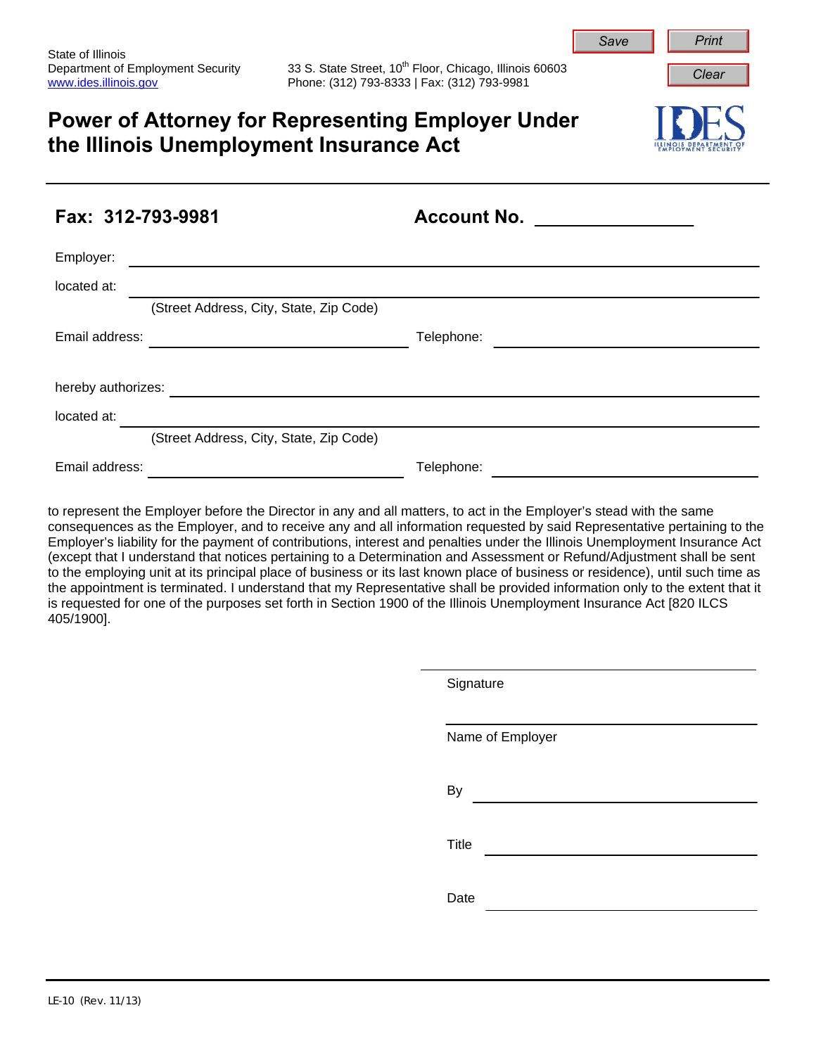State of Illinois
Department of Employment Security
www.ides.illinois.gov

33 S. State Street, 10th Floor, Chicago, Illinois 60603
Phone: (312) 793-8333 | Fax: (312) 793-9981

# Power of Attorney for Representing Employer Under the Illinois Unemployment Insurance Act

**Fax: 312-793-9981** **Account No.** ______________

Employer: ______________________________

located at: ______________________________
(Street Address, City, State, Zip Code)

Email address: ______________________ Telephone: ______________________

hereby authorizes: ______________________________

located at: ______________________________
(Street Address, City, State, Zip Code)

Email address: ______________________ Telephone: ______________________

to represent the Employer before the Director in any and all matters, to act in the Employer's stead with the same consequences as the Employer, and to receive any and all information requested by said Representative pertaining to the Employer's liability for the payment of contributions, interest and penalties under the Illinois Unemployment Insurance Act (except that I understand that notices pertaining to a Determination and Assessment or Refund/Adjustment shall be sent to the employing unit at its principal place of business or its last known place of business or residence), until such time as the appointment is terminated. I understand that my Representative shall be provided information only to the extent that it is requested for one of the purposes set forth in Section 1900 of the Illinois Unemployment Insurance Act [820 ILCS 405/1900].

______________________________
Signature

______________________________
Name of Employer

By ______________________________

Title ______________________________

Date ______________________________

LE-10 (Rev. 11/13)